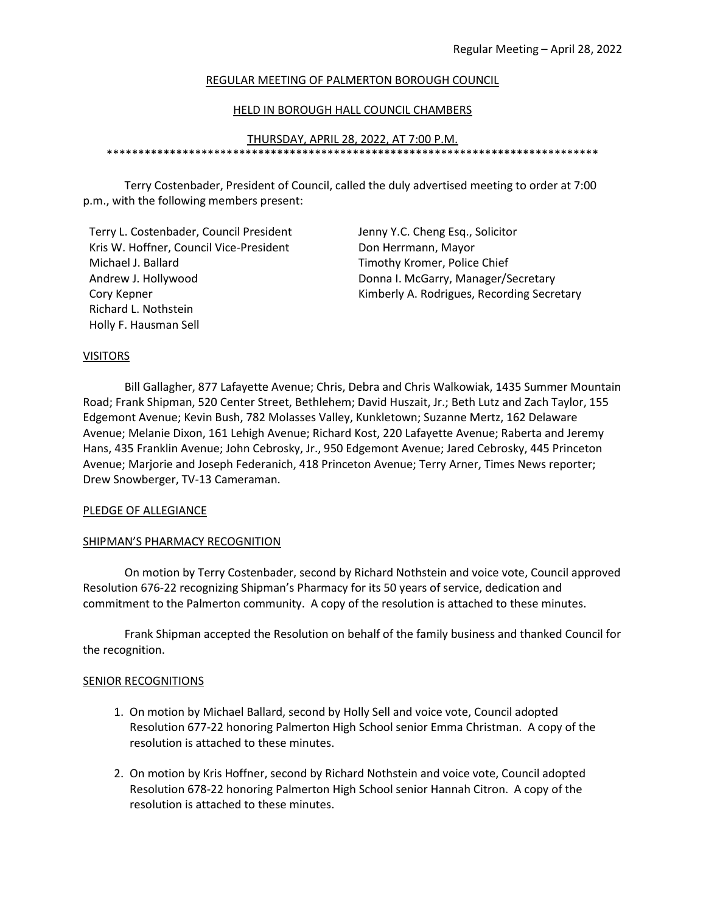Regular Meeting – April 28, 2022

# REGULAR MEETING OF PALMERTON BOROUGH COUNCIL

## HELD IN BOROUGH HALL COUNCIL CHAMBERS

## THURSDAY, APRIL 28, 2022, AT 7:00 P.M.

********************************************************************************

Terry Costenbader, President of Council, called the duly advertised meeting to order at 7:00 p.m., with the following members present:

Terry L. Costenbader, Council President
Kris W. Hoffner, Council Vice-President
Michael J. Ballard
Andrew J. Hollywood
Cory Kepner
Richard L. Nothstein
Holly F. Hausman Sell

Jenny Y.C. Cheng Esq., Solicitor
Don Herrmann, Mayor
Timothy Kromer, Police Chief
Donna I. McGarry, Manager/Secretary
Kimberly A. Rodrigues, Recording Secretary

### VISITORS

Bill Gallagher, 877 Lafayette Avenue; Chris, Debra and Chris Walkowiak, 1435 Summer Mountain Road; Frank Shipman, 520 Center Street, Bethlehem; David Huszait, Jr.; Beth Lutz and Zach Taylor, 155 Edgemont Avenue; Kevin Bush, 782 Molasses Valley, Kunkletown; Suzanne Mertz, 162 Delaware Avenue; Melanie Dixon, 161 Lehigh Avenue; Richard Kost, 220 Lafayette Avenue; Raberta and Jeremy Hans, 435 Franklin Avenue; John Cebrosky, Jr., 950 Edgemont Avenue; Jared Cebrosky, 445 Princeton Avenue; Marjorie and Joseph Federanich, 418 Princeton Avenue; Terry Arner, Times News reporter; Drew Snowberger, TV-13 Cameraman.

### PLEDGE OF ALLEGIANCE

### SHIPMAN'S PHARMACY RECOGNITION

On motion by Terry Costenbader, second by Richard Nothstein and voice vote, Council approved Resolution 676-22 recognizing Shipman's Pharmacy for its 50 years of service, dedication and commitment to the Palmerton community. A copy of the resolution is attached to these minutes.

Frank Shipman accepted the Resolution on behalf of the family business and thanked Council for the recognition.

### SENIOR RECOGNITIONS

1. On motion by Michael Ballard, second by Holly Sell and voice vote, Council adopted Resolution 677-22 honoring Palmerton High School senior Emma Christman. A copy of the resolution is attached to these minutes.

2. On motion by Kris Hoffner, second by Richard Nothstein and voice vote, Council adopted Resolution 678-22 honoring Palmerton High School senior Hannah Citron. A copy of the resolution is attached to these minutes.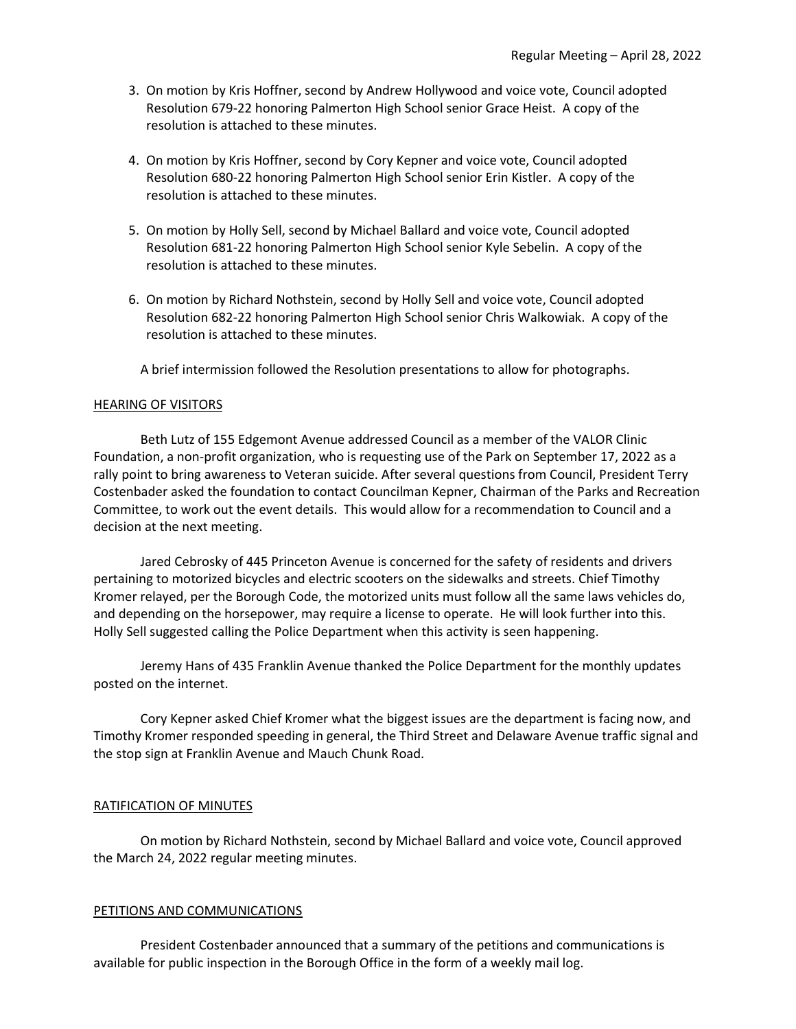3. On motion by Kris Hoffner, second by Andrew Hollywood and voice vote, Council adopted Resolution 679-22 honoring Palmerton High School senior Grace Heist. A copy of the resolution is attached to these minutes.

4. On motion by Kris Hoffner, second by Cory Kepner and voice vote, Council adopted Resolution 680-22 honoring Palmerton High School senior Erin Kistler. A copy of the resolution is attached to these minutes.

5. On motion by Holly Sell, second by Michael Ballard and voice vote, Council adopted Resolution 681-22 honoring Palmerton High School senior Kyle Sebelin. A copy of the resolution is attached to these minutes.

6. On motion by Richard Nothstein, second by Holly Sell and voice vote, Council adopted Resolution 682-22 honoring Palmerton High School senior Chris Walkowiak. A copy of the resolution is attached to these minutes.

A brief intermission followed the Resolution presentations to allow for photographs.

## HEARING OF VISITORS

Beth Lutz of 155 Edgemont Avenue addressed Council as a member of the VALOR Clinic Foundation, a non-profit organization, who is requesting use of the Park on September 17, 2022 as a rally point to bring awareness to Veteran suicide. After several questions from Council, President Terry Costenbader asked the foundation to contact Councilman Kepner, Chairman of the Parks and Recreation Committee, to work out the event details. This would allow for a recommendation to Council and a decision at the next meeting.

Jared Cebrosky of 445 Princeton Avenue is concerned for the safety of residents and drivers pertaining to motorized bicycles and electric scooters on the sidewalks and streets. Chief Timothy Kromer relayed, per the Borough Code, the motorized units must follow all the same laws vehicles do, and depending on the horsepower, may require a license to operate. He will look further into this. Holly Sell suggested calling the Police Department when this activity is seen happening.

Jeremy Hans of 435 Franklin Avenue thanked the Police Department for the monthly updates posted on the internet.

Cory Kepner asked Chief Kromer what the biggest issues are the department is facing now, and Timothy Kromer responded speeding in general, the Third Street and Delaware Avenue traffic signal and the stop sign at Franklin Avenue and Mauch Chunk Road.

## RATIFICATION OF MINUTES

On motion by Richard Nothstein, second by Michael Ballard and voice vote, Council approved the March 24, 2022 regular meeting minutes.

## PETITIONS AND COMMUNICATIONS

President Costenbader announced that a summary of the petitions and communications is available for public inspection in the Borough Office in the form of a weekly mail log.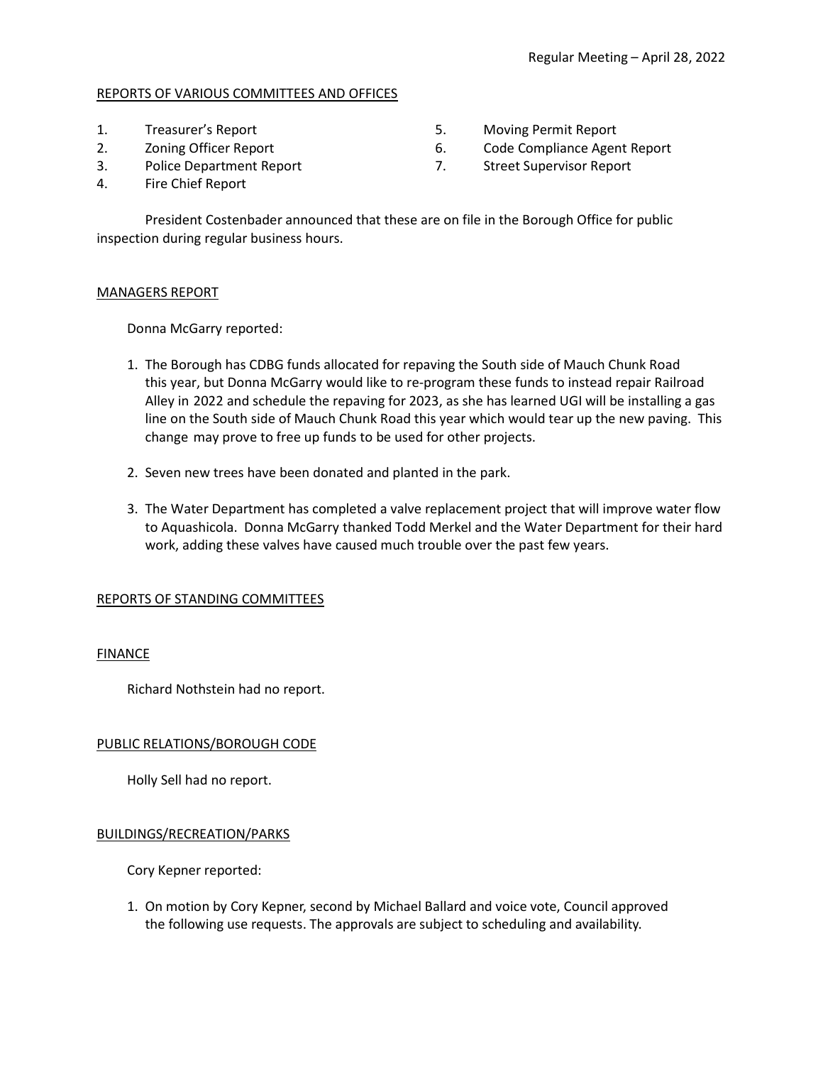## REPORTS OF VARIOUS COMMITTEES AND OFFICES

1. Treasurer's Report
2. Zoning Officer Report
3. Police Department Report
4. Fire Chief Report
5. Moving Permit Report
6. Code Compliance Agent Report
7. Street Supervisor Report

President Costenbader announced that these are on file in the Borough Office for public inspection during regular business hours.

## MANAGERS REPORT

Donna McGarry reported:

1. The Borough has CDBG funds allocated for repaving the South side of Mauch Chunk Road this year, but Donna McGarry would like to re-program these funds to instead repair Railroad Alley in 2022 and schedule the repaving for 2023, as she has learned UGI will be installing a gas line on the South side of Mauch Chunk Road this year which would tear up the new paving. This change may prove to free up funds to be used for other projects.

2. Seven new trees have been donated and planted in the park.

3. The Water Department has completed a valve replacement project that will improve water flow to Aquashicola. Donna McGarry thanked Todd Merkel and the Water Department for their hard work, adding these valves have caused much trouble over the past few years.

## REPORTS OF STANDING COMMITTEES

### FINANCE

Richard Nothstein had no report.

### PUBLIC RELATIONS/BOROUGH CODE

Holly Sell had no report.

### BUILDINGS/RECREATION/PARKS

Cory Kepner reported:

1. On motion by Cory Kepner, second by Michael Ballard and voice vote, Council approved the following use requests. The approvals are subject to scheduling and availability.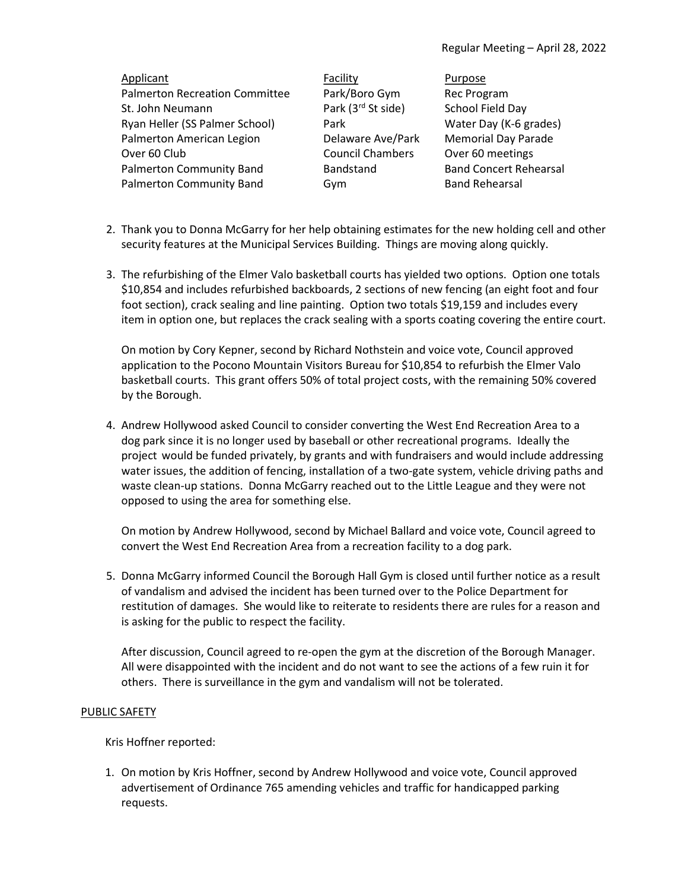| Applicant | Facility | Purpose |
| --- | --- | --- |
| Palmerton Recreation Committee | Park/Boro Gym | Rec Program |
| St. John Neumann | Park (3rd St side) | School Field Day |
| Ryan Heller (SS Palmer School) | Park | Water Day (K-6 grades) |
| Palmerton American Legion | Delaware Ave/Park | Memorial Day Parade |
| Over 60 Club | Council Chambers | Over 60 meetings |
| Palmerton Community Band | Bandstand | Band Concert Rehearsal |
| Palmerton Community Band | Gym | Band Rehearsal |

2. Thank you to Donna McGarry for her help obtaining estimates for the new holding cell and other security features at the Municipal Services Building. Things are moving along quickly.

3. The refurbishing of the Elmer Valo basketball courts has yielded two options. Option one totals $10,854 and includes refurbished backboards, 2 sections of new fencing (an eight foot and four foot section), crack sealing and line painting. Option two totals $19,159 and includes every item in option one, but replaces the crack sealing with a sports coating covering the entire court.

   On motion by Cory Kepner, second by Richard Nothstein and voice vote, Council approved application to the Pocono Mountain Visitors Bureau for $10,854 to refurbish the Elmer Valo basketball courts. This grant offers 50% of total project costs, with the remaining 50% covered by the Borough.

4. Andrew Hollywood asked Council to consider converting the West End Recreation Area to a dog park since it is no longer used by baseball or other recreational programs. Ideally the project would be funded privately, by grants and with fundraisers and would include addressing water issues, the addition of fencing, installation of a two-gate system, vehicle driving paths and waste clean-up stations. Donna McGarry reached out to the Little League and they were not opposed to using the area for something else.

   On motion by Andrew Hollywood, second by Michael Ballard and voice vote, Council agreed to convert the West End Recreation Area from a recreation facility to a dog park.

5. Donna McGarry informed Council the Borough Hall Gym is closed until further notice as a result of vandalism and advised the incident has been turned over to the Police Department for restitution of damages. She would like to reiterate to residents there are rules for a reason and is asking for the public to respect the facility.

   After discussion, Council agreed to re-open the gym at the discretion of the Borough Manager. All were disappointed with the incident and do not want to see the actions of a few ruin it for others. There is surveillance in the gym and vandalism will not be tolerated.

## PUBLIC SAFETY

Kris Hoffner reported:

1. On motion by Kris Hoffner, second by Andrew Hollywood and voice vote, Council approved advertisement of Ordinance 765 amending vehicles and traffic for handicapped parking requests.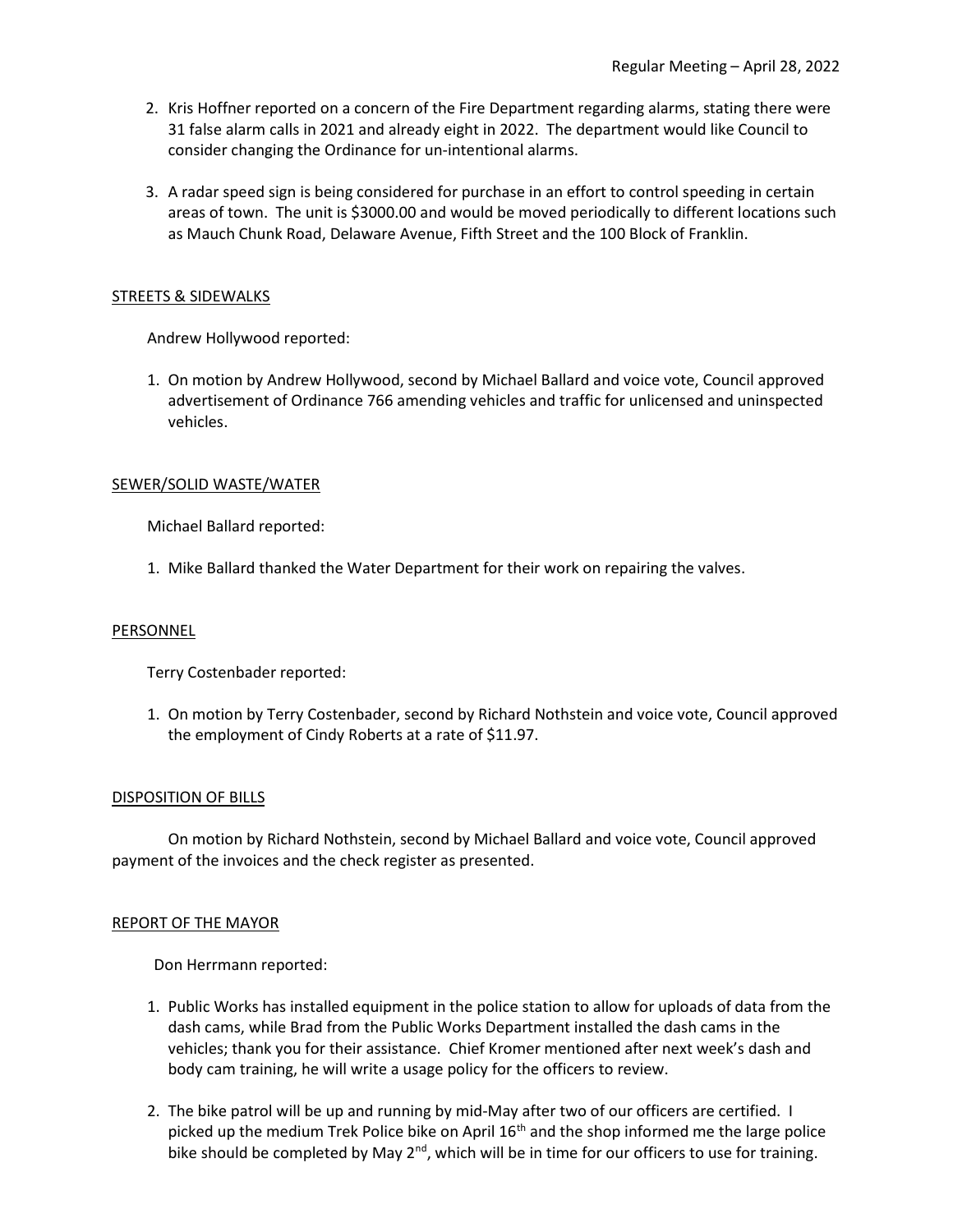2. Kris Hoffner reported on a concern of the Fire Department regarding alarms, stating there were 31 false alarm calls in 2021 and already eight in 2022. The department would like Council to consider changing the Ordinance for un-intentional alarms.

3. A radar speed sign is being considered for purchase in an effort to control speeding in certain areas of town. The unit is $3000.00 and would be moved periodically to different locations such as Mauch Chunk Road, Delaware Avenue, Fifth Street and the 100 Block of Franklin.

## STREETS & SIDEWALKS

Andrew Hollywood reported:

1. On motion by Andrew Hollywood, second by Michael Ballard and voice vote, Council approved advertisement of Ordinance 766 amending vehicles and traffic for unlicensed and uninspected vehicles.

## SEWER/SOLID WASTE/WATER

Michael Ballard reported:

1. Mike Ballard thanked the Water Department for their work on repairing the valves.

## PERSONNEL

Terry Costenbader reported:

1. On motion by Terry Costenbader, second by Richard Nothstein and voice vote, Council approved the employment of Cindy Roberts at a rate of $11.97.

## DISPOSITION OF BILLS

On motion by Richard Nothstein, second by Michael Ballard and voice vote, Council approved payment of the invoices and the check register as presented.

## REPORT OF THE MAYOR

Don Herrmann reported:

1. Public Works has installed equipment in the police station to allow for uploads of data from the dash cams, while Brad from the Public Works Department installed the dash cams in the vehicles; thank you for their assistance. Chief Kromer mentioned after next week's dash and body cam training, he will write a usage policy for the officers to review.

2. The bike patrol will be up and running by mid-May after two of our officers are certified. I picked up the medium Trek Police bike on April 16th and the shop informed me the large police bike should be completed by May 2nd, which will be in time for our officers to use for training.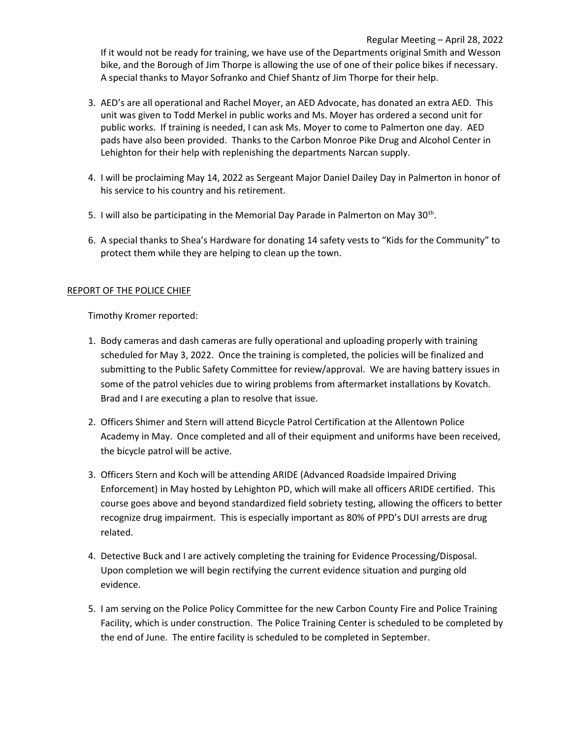If it would not be ready for training, we have use of the Departments original Smith and Wesson bike, and the Borough of Jim Thorpe is allowing the use of one of their police bikes if necessary. A special thanks to Mayor Sofranko and Chief Shantz of Jim Thorpe for their help.

3. AED's are all operational and Rachel Moyer, an AED Advocate, has donated an extra AED. This unit was given to Todd Merkel in public works and Ms. Moyer has ordered a second unit for public works. If training is needed, I can ask Ms. Moyer to come to Palmerton one day. AED pads have also been provided. Thanks to the Carbon Monroe Pike Drug and Alcohol Center in Lehighton for their help with replenishing the departments Narcan supply.

4. I will be proclaiming May 14, 2022 as Sergeant Major Daniel Dailey Day in Palmerton in honor of his service to his country and his retirement.

5. I will also be participating in the Memorial Day Parade in Palmerton on May 30th.

6. A special thanks to Shea's Hardware for donating 14 safety vests to "Kids for the Community" to protect them while they are helping to clean up the town.

## REPORT OF THE POLICE CHIEF

Timothy Kromer reported:

1. Body cameras and dash cameras are fully operational and uploading properly with training scheduled for May 3, 2022. Once the training is completed, the policies will be finalized and submitting to the Public Safety Committee for review/approval. We are having battery issues in some of the patrol vehicles due to wiring problems from aftermarket installations by Kovatch. Brad and I are executing a plan to resolve that issue.

2. Officers Shimer and Stern will attend Bicycle Patrol Certification at the Allentown Police Academy in May. Once completed and all of their equipment and uniforms have been received, the bicycle patrol will be active.

3. Officers Stern and Koch will be attending ARIDE (Advanced Roadside Impaired Driving Enforcement) in May hosted by Lehighton PD, which will make all officers ARIDE certified. This course goes above and beyond standardized field sobriety testing, allowing the officers to better recognize drug impairment. This is especially important as 80% of PPD's DUI arrests are drug related.

4. Detective Buck and I are actively completing the training for Evidence Processing/Disposal. Upon completion we will begin rectifying the current evidence situation and purging old evidence.

5. I am serving on the Police Policy Committee for the new Carbon County Fire and Police Training Facility, which is under construction. The Police Training Center is scheduled to be completed by the end of June. The entire facility is scheduled to be completed in September.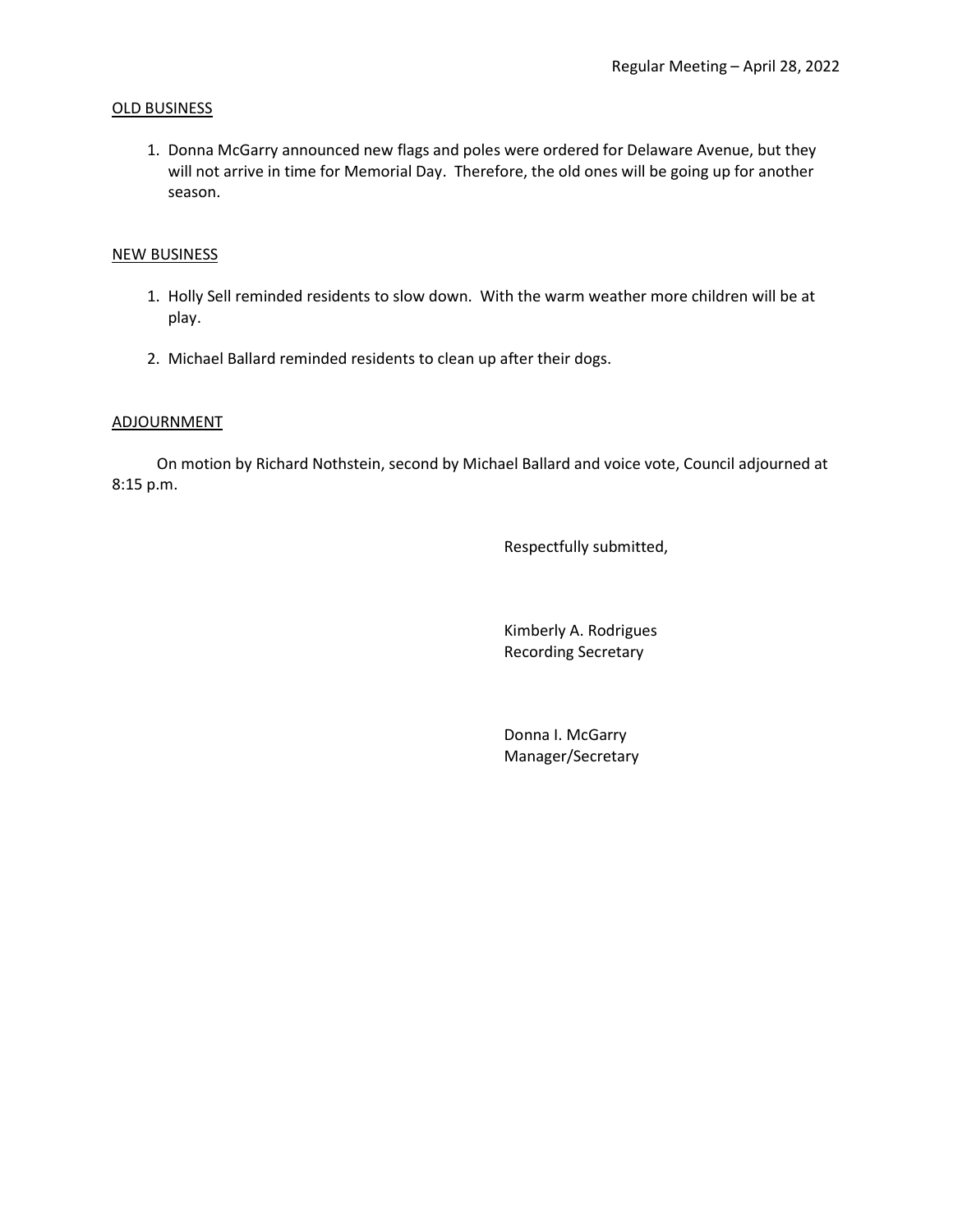## OLD BUSINESS

1. Donna McGarry announced new flags and poles were ordered for Delaware Avenue, but they will not arrive in time for Memorial Day. Therefore, the old ones will be going up for another season.

## NEW BUSINESS

1. Holly Sell reminded residents to slow down. With the warm weather more children will be at play.

2. Michael Ballard reminded residents to clean up after their dogs.

## ADJOURNMENT

On motion by Richard Nothstein, second by Michael Ballard and voice vote, Council adjourned at 8:15 p.m.

Respectfully submitted,

Kimberly A. Rodrigues
Recording Secretary

Donna I. McGarry
Manager/Secretary